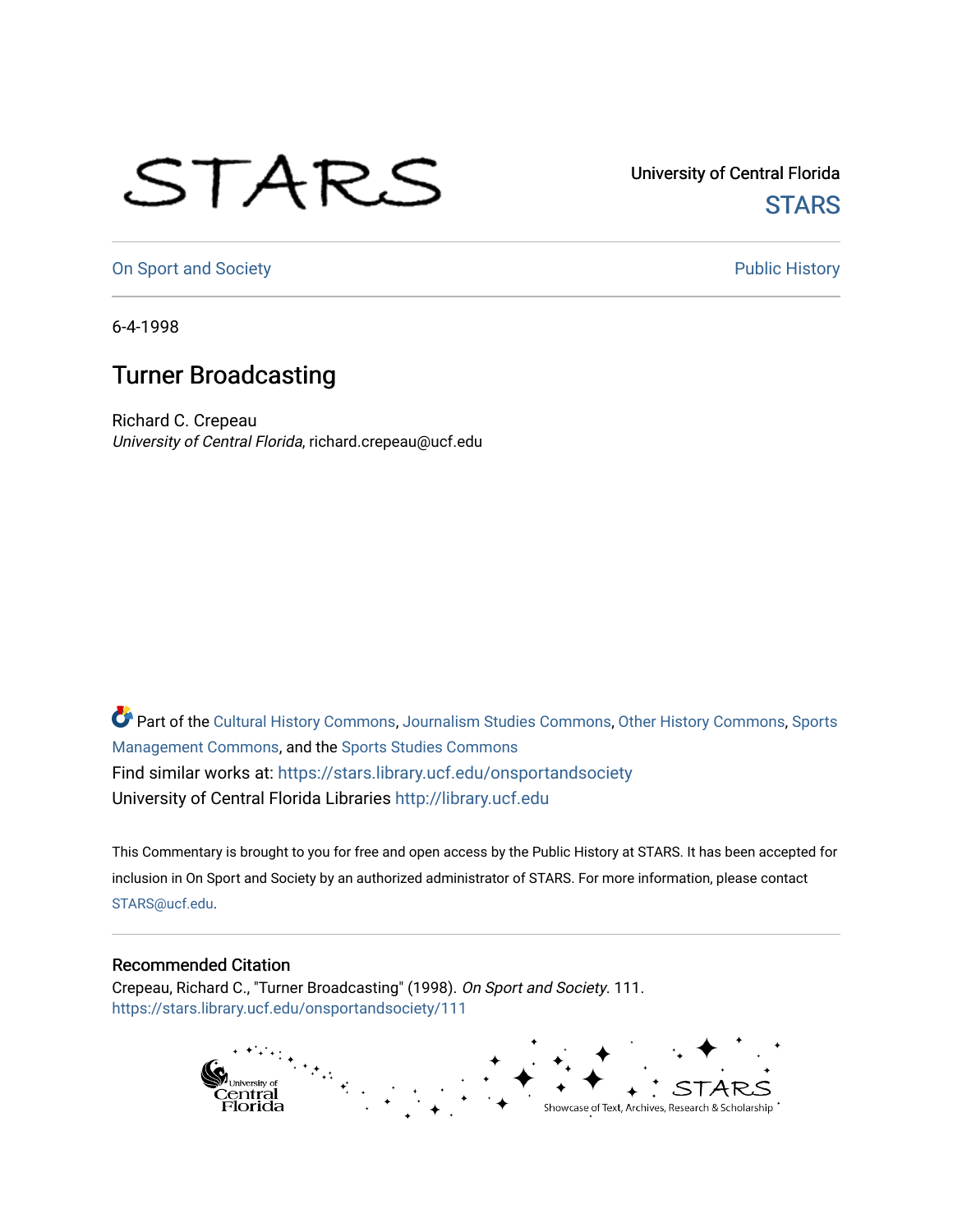University of Central Florida

STARS

On Sport and Society

Public History

6-4-1998

# Turner Broadcasting

Richard C. Crepeau

*University of Central Florida*, richard.crepeau@ucf.edu

Part of the Cultural History Commons, Journalism Studies Commons, Other History Commons, Sports Management Commons, and the Sports Studies Commons

Find similar works at: https://stars.library.ucf.edu/onsportandsociety

University of Central Florida Libraries http://library.ucf.edu

This Commentary is brought to you for free and open access by the Public History at STARS. It has been accepted for inclusion in On Sport and Society by an authorized administrator of STARS. For more information, please contact STARS@ucf.edu.

## Recommended Citation

Crepeau, Richard C., "Turner Broadcasting" (1998). *On Sport and Society*. 111.
https://stars.library.ucf.edu/onsportandsociety/111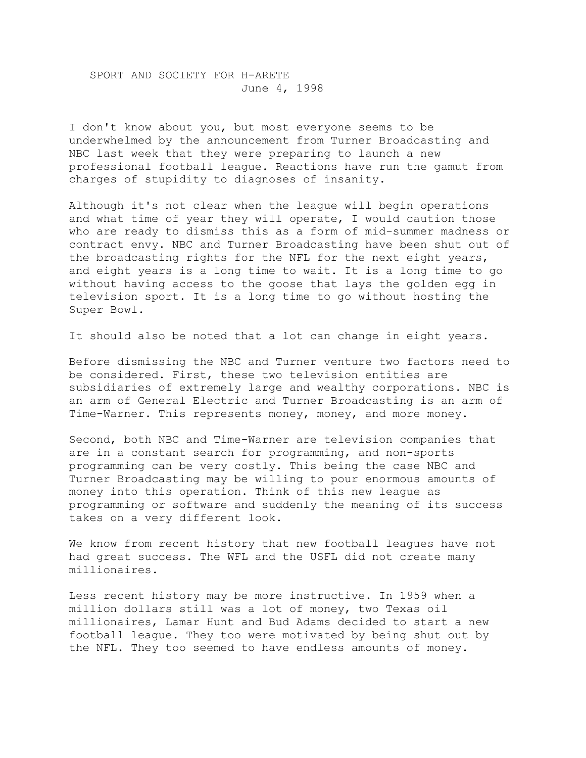SPORT AND SOCIETY FOR H-ARETE
June 4, 1998

I don't know about you, but most everyone seems to be underwhelmed by the announcement from Turner Broadcasting and NBC last week that they were preparing to launch a new professional football league. Reactions have run the gamut from charges of stupidity to diagnoses of insanity.

Although it's not clear when the league will begin operations and what time of year they will operate, I would caution those who are ready to dismiss this as a form of mid-summer madness or contract envy. NBC and Turner Broadcasting have been shut out of the broadcasting rights for the NFL for the next eight years, and eight years is a long time to wait. It is a long time to go without having access to the goose that lays the golden egg in television sport. It is a long time to go without hosting the Super Bowl.

It should also be noted that a lot can change in eight years.

Before dismissing the NBC and Turner venture two factors need to be considered. First, these two television entities are subsidiaries of extremely large and wealthy corporations. NBC is an arm of General Electric and Turner Broadcasting is an arm of Time-Warner. This represents money, money, and more money.

Second, both NBC and Time-Warner are television companies that are in a constant search for programming, and non-sports programming can be very costly. This being the case NBC and Turner Broadcasting may be willing to pour enormous amounts of money into this operation. Think of this new league as programming or software and suddenly the meaning of its success takes on a very different look.

We know from recent history that new football leagues have not had great success. The WFL and the USFL did not create many millionaires.

Less recent history may be more instructive. In 1959 when a million dollars still was a lot of money, two Texas oil millionaires, Lamar Hunt and Bud Adams decided to start a new football league. They too were motivated by being shut out by the NFL. They too seemed to have endless amounts of money.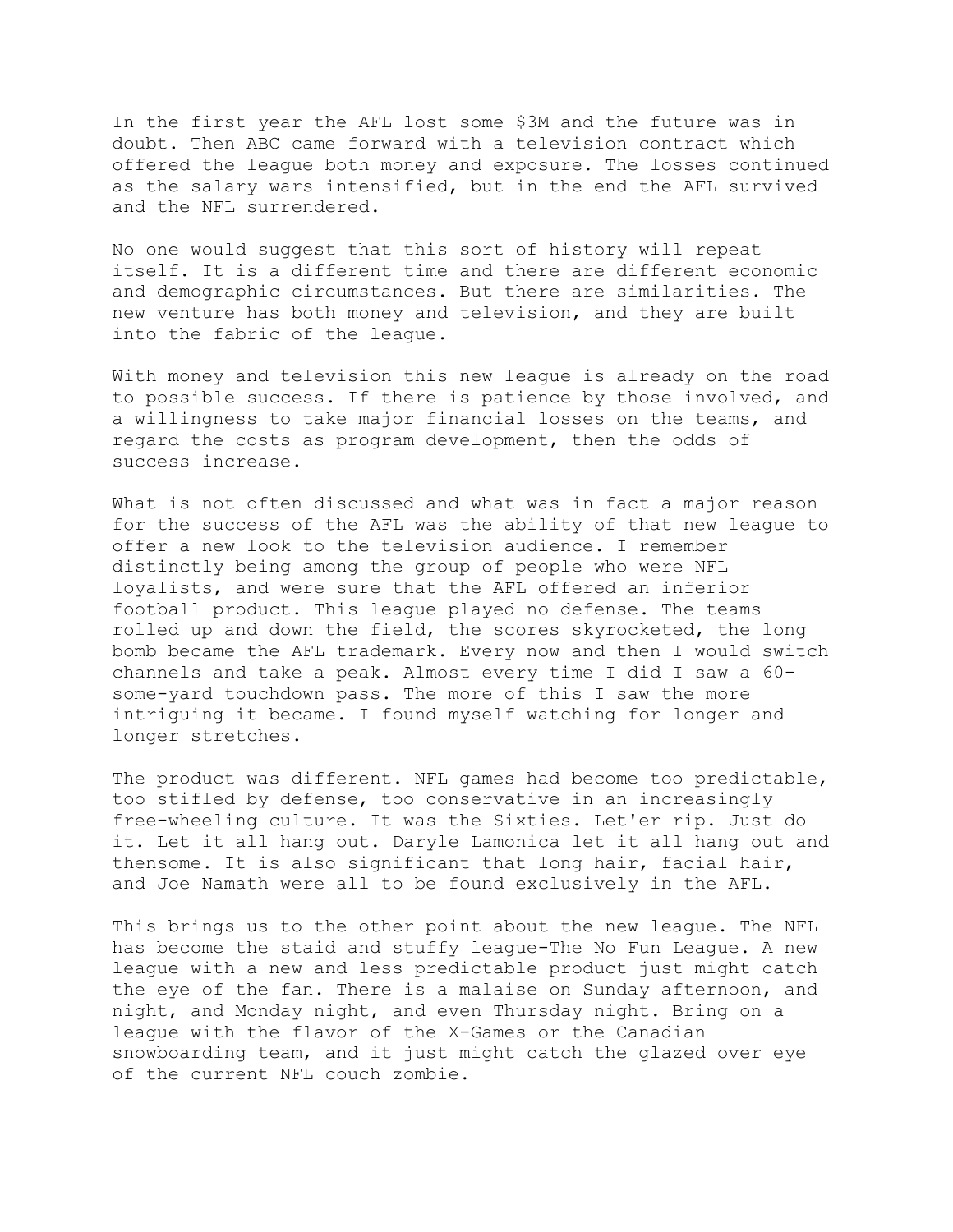In the first year the AFL lost some $3M and the future was in doubt. Then ABC came forward with a television contract which offered the league both money and exposure. The losses continued as the salary wars intensified, but in the end the AFL survived and the NFL surrendered.

No one would suggest that this sort of history will repeat itself. It is a different time and there are different economic and demographic circumstances. But there are similarities. The new venture has both money and television, and they are built into the fabric of the league.

With money and television this new league is already on the road to possible success. If there is patience by those involved, and a willingness to take major financial losses on the teams, and regard the costs as program development, then the odds of success increase.

What is not often discussed and what was in fact a major reason for the success of the AFL was the ability of that new league to offer a new look to the television audience. I remember distinctly being among the group of people who were NFL loyalists, and were sure that the AFL offered an inferior football product. This league played no defense. The teams rolled up and down the field, the scores skyrocketed, the long bomb became the AFL trademark. Every now and then I would switch channels and take a peak. Almost every time I did I saw a 60-some-yard touchdown pass. The more of this I saw the more intriguing it became. I found myself watching for longer and longer stretches.

The product was different. NFL games had become too predictable, too stifled by defense, too conservative in an increasingly free-wheeling culture. It was the Sixties. Let'er rip. Just do it. Let it all hang out. Daryle Lamonica let it all hang out and thensome. It is also significant that long hair, facial hair, and Joe Namath were all to be found exclusively in the AFL.

This brings us to the other point about the new league. The NFL has become the staid and stuffy league-The No Fun League. A new league with a new and less predictable product just might catch the eye of the fan. There is a malaise on Sunday afternoon, and night, and Monday night, and even Thursday night. Bring on a league with the flavor of the X-Games or the Canadian snowboarding team, and it just might catch the glazed over eye of the current NFL couch zombie.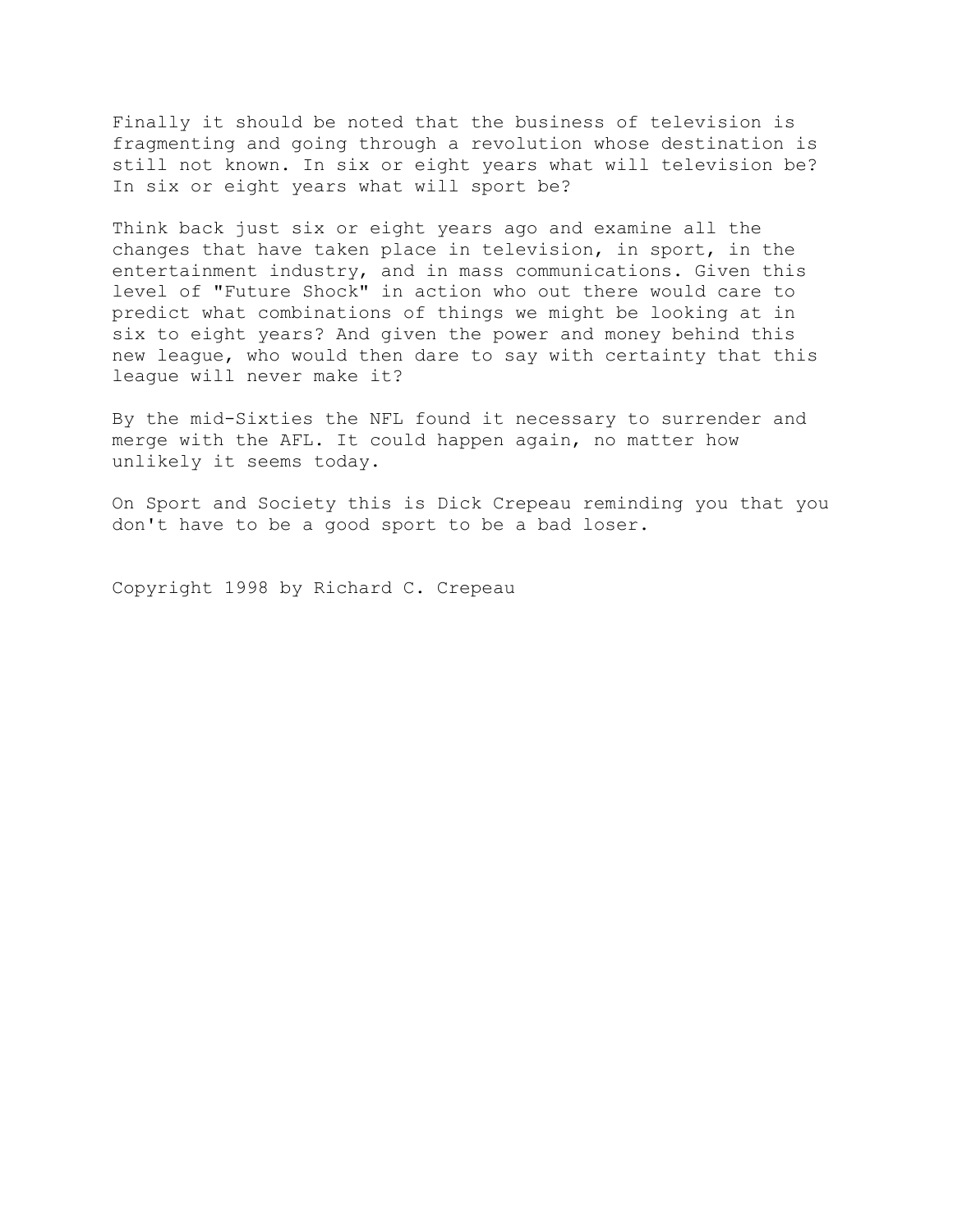Finally it should be noted that the business of television is fragmenting and going through a revolution whose destination is still not known. In six or eight years what will television be? In six or eight years what will sport be?

Think back just six or eight years ago and examine all the changes that have taken place in television, in sport, in the entertainment industry, and in mass communications. Given this level of "Future Shock" in action who out there would care to predict what combinations of things we might be looking at in six to eight years? And given the power and money behind this new league, who would then dare to say with certainty that this league will never make it?

By the mid-Sixties the NFL found it necessary to surrender and merge with the AFL. It could happen again, no matter how unlikely it seems today.

On Sport and Society this is Dick Crepeau reminding you that you don't have to be a good sport to be a bad loser.

Copyright 1998 by Richard C. Crepeau